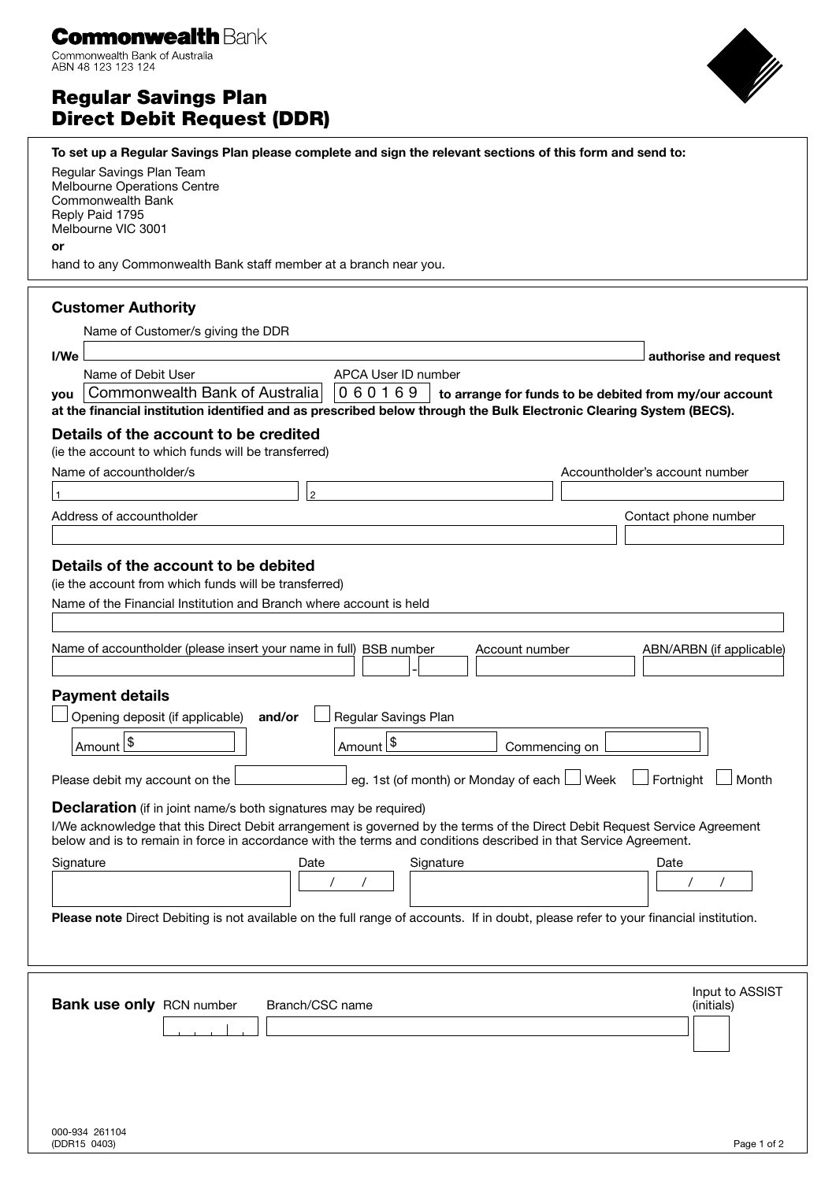**Commonwealth** Bank

Commonwealth Bank of Australia
ABN 48 123 123 124

# Regular Savings Plan
# Direct Debit Request (DDR)

**To set up a Regular Savings Plan please complete and sign the relevant sections of this form and send to:**

Regular Savings Plan Team
Melbourne Operations Centre
Commonwealth Bank
Reply Paid 1795
Melbourne VIC 3001

**or**

hand to any Commonwealth Bank staff member at a branch near you.

## Customer Authority

Name of Customer/s giving the DDR

**I/We** ______________________ **authorise and request**

Name of Debit User: Commonwealth Bank of Australia
APCA User ID number: 0 6 0 1 6 9

**you** Commonwealth Bank of Australia 0 6 0 1 6 9 **to arrange for funds to be debited from my/our account at the financial institution identified and as prescribed below through the Bulk Electronic Clearing System (BECS).**

### Details of the account to be credited

(ie the account to which funds will be transferred)

Name of accountholder/s: 1 ______ 2 ______

Accountholder's account number: ______

Address of accountholder: ______

Contact phone number: ______

### Details of the account to be debited

(ie the account from which funds will be transferred)

Name of the Financial Institution and Branch where account is held: ______

Name of accountholder (please insert your name in full): ______

BSB number: ______ - ______

Account number: ______

ABN/ARBN (if applicable): ______

### Payment details

☐ Opening deposit (if applicable) **and/or** ☐ Regular Savings Plan

Amount $ ______ Amount $ ______ Commencing on ______

Please debit my account on the ______ eg. 1st (of month) or Monday of each ☐ Week ☐ Fortnight ☐ Month

**Declaration** (if in joint name/s both signatures may be required)

I/We acknowledge that this Direct Debit arrangement is governed by the terms of the Direct Debit Request Service Agreement below and is to remain in force in accordance with the terms and conditions described in that Service Agreement.

Signature ______ Date / / Signature ______ Date / /

**Please note** Direct Debiting is not available on the full range of accounts. If in doubt, please refer to your financial institution.

**Bank use only** RCN number ______ Branch/CSC name ______ Input to ASSIST (initials) ______

000-934 261104
(DDR15 0403)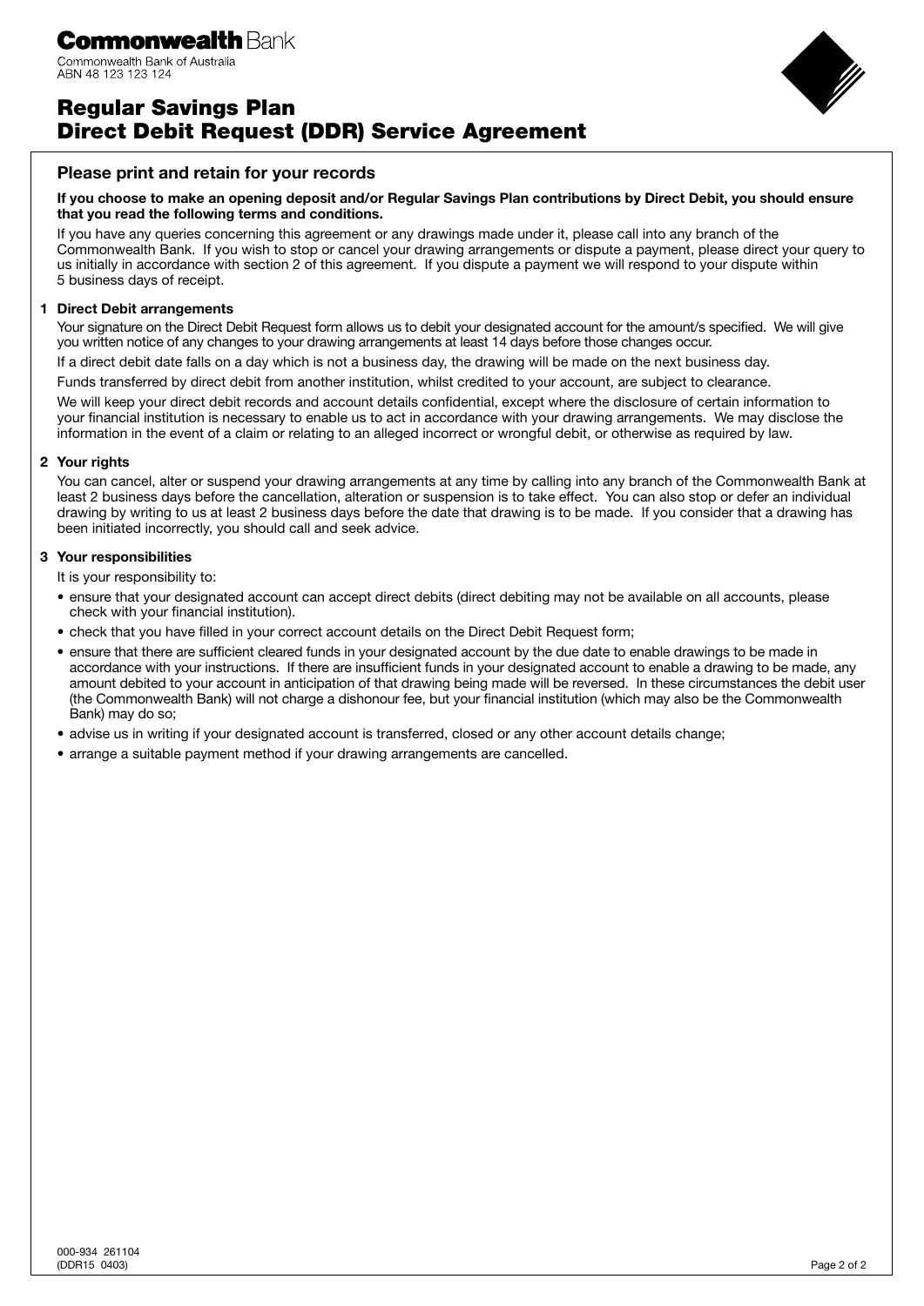**Commonwealth** Bank

Commonwealth Bank of Australia
ABN 48 123 123 124

# Regular Savings Plan
# Direct Debit Request (DDR) Service Agreement

## Please print and retain for your records

**If you choose to make an opening deposit and/or Regular Savings Plan contributions by Direct Debit, you should ensure that you read the following terms and conditions.**

If you have any queries concerning this agreement or any drawings made under it, please call into any branch of the Commonwealth Bank. If you wish to stop or cancel your drawing arrangements or dispute a payment, please direct your query to us initially in accordance with section 2 of this agreement. If you dispute a payment we will respond to your dispute within 5 business days of receipt.

### 1 Direct Debit arrangements

Your signature on the Direct Debit Request form allows us to debit your designated account for the amount/s specified. We will give you written notice of any changes to your drawing arrangements at least 14 days before those changes occur.

If a direct debit date falls on a day which is not a business day, the drawing will be made on the next business day.

Funds transferred by direct debit from another institution, whilst credited to your account, are subject to clearance.

We will keep your direct debit records and account details confidential, except where the disclosure of certain information to your financial institution is necessary to enable us to act in accordance with your drawing arrangements. We may disclose the information in the event of a claim or relating to an alleged incorrect or wrongful debit, or otherwise as required by law.

### 2 Your rights

You can cancel, alter or suspend your drawing arrangements at any time by calling into any branch of the Commonwealth Bank at least 2 business days before the cancellation, alteration or suspension is to take effect. You can also stop or defer an individual drawing by writing to us at least 2 business days before the date that drawing is to be made. If you consider that a drawing has been initiated incorrectly, you should call and seek advice.

### 3 Your responsibilities

It is your responsibility to:

- ensure that your designated account can accept direct debits (direct debiting may not be available on all accounts, please check with your financial institution).
- check that you have filled in your correct account details on the Direct Debit Request form;
- ensure that there are sufficient cleared funds in your designated account by the due date to enable drawings to be made in accordance with your instructions. If there are insufficient funds in your designated account to enable a drawing to be made, any amount debited to your account in anticipation of that drawing being made will be reversed. In these circumstances the debit user (the Commonwealth Bank) will not charge a dishonour fee, but your financial institution (which may also be the Commonwealth Bank) may do so;
- advise us in writing if your designated account is transferred, closed or any other account details change;
- arrange a suitable payment method if your drawing arrangements are cancelled.

000-934 261104
(DDR15 0403)